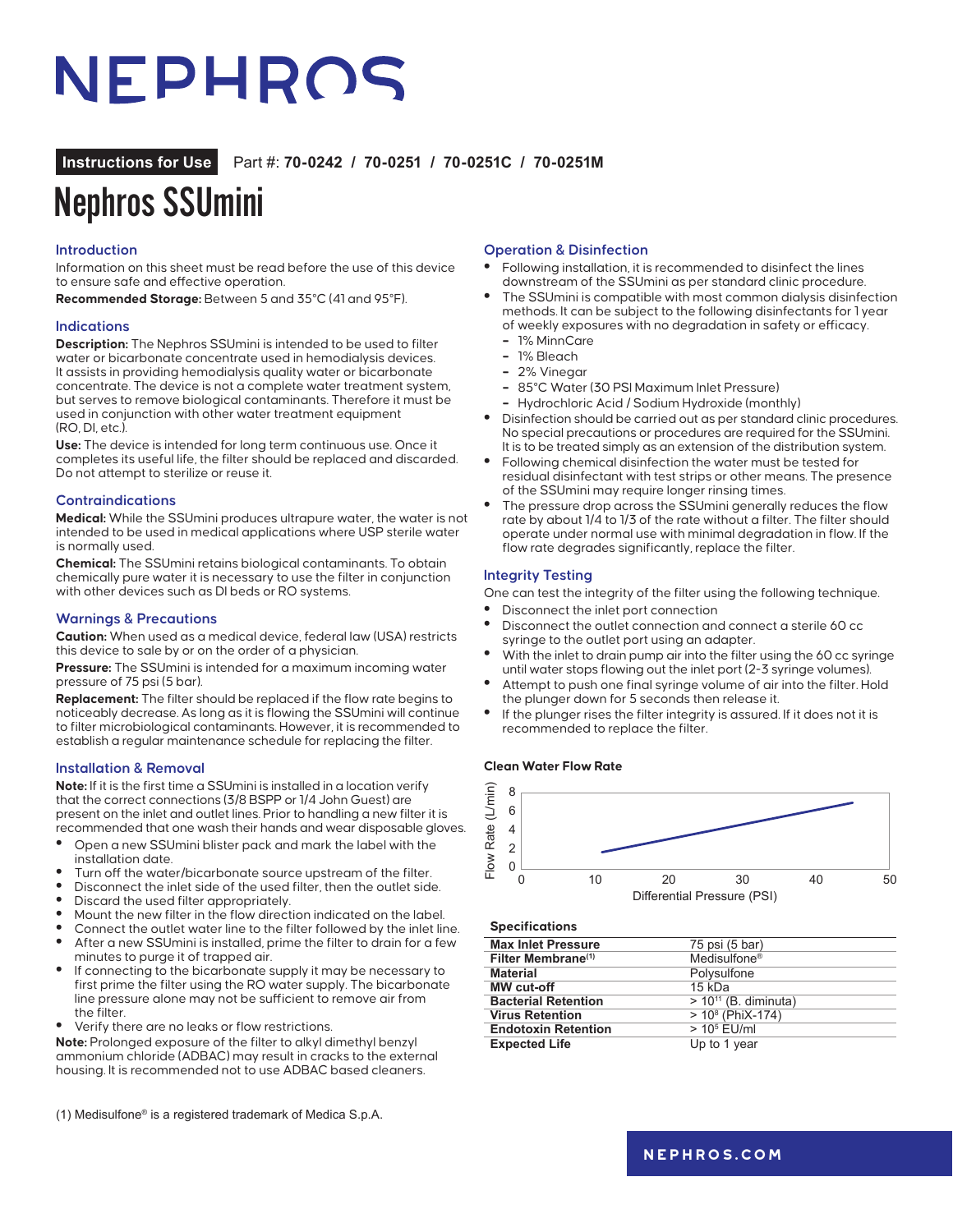# NEPHROS

**Instructions for Use** Part #: **70-0242 / 70-0251 / 70-0251C / 70-0251M**

# Nephros SSUmini

## Introduction

Information on this sheet must be read before the use of this device to ensure safe and effective operation.

**Recommended Storage:** Between 5 and 35°C (41 and 95°F).

## Indications

**Description:** The Nephros SSUmini is intended to be used to filter water or bicarbonate concentrate used in hemodialysis devices. It assists in providing hemodialysis quality water or bicarbonate concentrate. The device is not a complete water treatment system, but serves to remove biological contaminants. Therefore it must be used in conjunction with other water treatment equipment (RO, DI, etc.).

**Use:** The device is intended for long term continuous use. Once it completes its useful life, the filter should be replaced and discarded. Do not attempt to sterilize or reuse it.

## Contraindications

**Medical:** While the SSUmini produces ultrapure water, the water is not intended to be used in medical applications where USP sterile water is normally used.

**Chemical:** The SSUmini retains biological contaminants. To obtain chemically pure water it is necessary to use the filter in conjunction with other devices such as DI beds or RO systems.

## Warnings & Precautions

**Caution:** When used as a medical device, federal law (USA) restricts this device to sale by or on the order of a physician.

**Pressure:** The SSUmini is intended for a maximum incoming water pressure of 75 psi (5 bar).

**Replacement:** The filter should be replaced if the flow rate begins to noticeably decrease. As long as it is flowing the SSUmini will continue to filter microbiological contaminants. However, it is recommended to establish a regular maintenance schedule for replacing the filter.

## Installation & Removal

**Note:** If it is the first time a SSUmini is installed in a location verify that the correct connections (3/8 BSPP or 1/4 John Guest) are present on the inlet and outlet lines. Prior to handling a new filter it is recommended that one wash their hands and wear disposable gloves.

- Open a new SSUmini blister pack and mark the label with the installation date.
- Turn off the water/bicarbonate source upstream of the filter.
- Disconnect the inlet side of the used filter, then the outlet side.
- Discard the used filter appropriately.
- Mount the new filter in the flow direction indicated on the label.
- Connect the outlet water line to the filter followed by the inlet line.
- After a new SSUmini is installed, prime the filter to drain for a few minutes to purge it of trapped air.
- If connecting to the bicarbonate supply it may be necessary to first prime the filter using the RO water supply. The bicarbonate line pressure alone may not be sufficient to remove air from the filter.
- Verify there are no leaks or flow restrictions.

**Note:** Prolonged exposure of the filter to alkyl dimethyl benzyl ammonium chloride (ADBAC) may result in cracks to the external housing. It is recommended not to use ADBAC based cleaners.

## Operation & Disinfection

- Following installation, it is recommended to disinfect the lines downstream of the SSUmini as per standard clinic procedure.
- The SSUmini is compatible with most common dialysis disinfection methods. It can be subject to the following disinfectants for 1 year of weekly exposures with no degradation in safety or efficacy.
  - 1% MinnCare
  - 1% Bleach
  - 2% Vinegar
  - 85°C Water (30 PSI Maximum Inlet Pressure)
  - Hydrochloric Acid / Sodium Hydroxide (monthly)
- Disinfection should be carried out as per standard clinic procedures. No special precautions or procedures are required for the SSUmini. It is to be treated simply as an extension of the distribution system.
- Following chemical disinfection the water must be tested for residual disinfectant with test strips or other means. The presence of the SSUmini may require longer rinsing times.
- The pressure drop across the SSUmini generally reduces the flow rate by about 1/4 to 1/3 of the rate without a filter. The filter should operate under normal use with minimal degradation in flow. If the flow rate degrades significantly, replace the filter.

## Integrity Testing

One can test the integrity of the filter using the following technique.

- Disconnect the inlet port connection
- Disconnect the outlet connection and connect a sterile 60 cc syringe to the outlet port using an adapter.
- With the inlet to drain pump air into the filter using the 60 cc syringe until water stops flowing out the inlet port (2-3 syringe volumes).
- Attempt to push one final syringe volume of air into the filter. Hold the plunger down for 5 seconds then release it.
- If the plunger rises the filter integrity is assured. If it does not it is recommended to replace the filter.

**Clean Water Flow Rate**

Flow Rate (L/min) vs. Differential Pressure (PSI)

### Specifications

| Specification | Value |
|---|---|
| **Max Inlet Pressure** | 75 psi (5 bar) |
| **Filter Membrane**[1] | Medisulfone® |
| **Material** | Polysulfone |
| **MW cut-off** | 15 kDa |
| **Bacterial Retention** | > $10^{11}$ (B. diminuta) |
| **Virus Retention** | > $10^{8}$ (PhiX-174) |
| **Endotoxin Retention** | > $10^{5}$ EU/ml |
| **Expected Life** | Up to 1 year |

(1) Medisulfone® is a registered trademark of Medica S.p.A.

NEPHROS.COM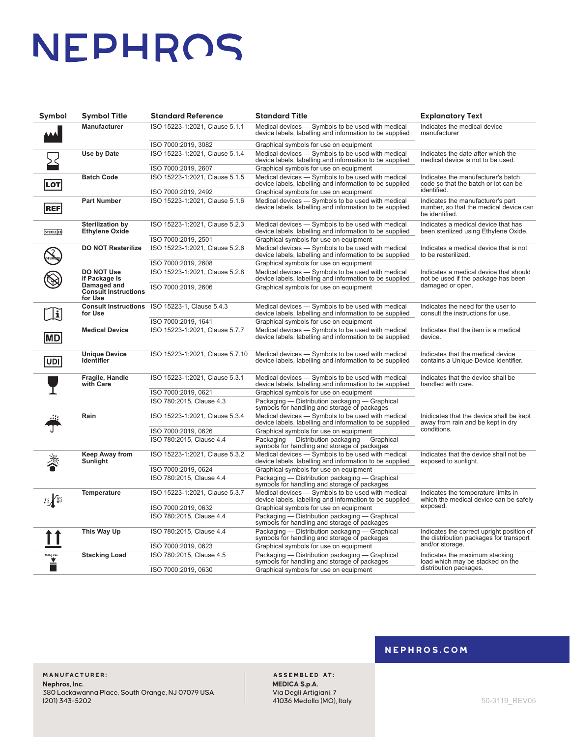# NEPHROS

| Symbol | Symbol Title | Standard Reference | Standard Title | Explanatory Text |
|---|---|---|---|---|
| | **Manufacturer** | ISO 15223-1:2021, Clause 5.1.1 | Medical devices — Symbols to be used with medical device labels, labelling and information to be supplied | Indicates the medical device manufacturer |
| | | ISO 7000:2019, 3082 | Graphical symbols for use on equipment | |
| | **Use by Date** | ISO 15223-1:2021, Clause 5.1.4 | Medical devices — Symbols to be used with medical device labels, labelling and information to be supplied | Indicates the date after which the medical device is not to be used. |
| | | ISO 7000:2019, 2607 | Graphical symbols for use on equipment | |
| LOT | **Batch Code** | ISO 15223-1:2021, Clause 5.1.5 | Medical devices — Symbols to be used with medical device labels, labelling and information to be supplied | Indicates the manufacturer's batch code so that the batch or lot can be identified. |
| | | ISO 7000:2019, 2492 | Graphical symbols for use on equipment | |
| REF | **Part Number** | ISO 15223-1:2021, Clause 5.1.6 | Medical devices — Symbols to be used with medical device labels, labelling and information to be supplied | Indicates the manufacturer's part number, so that the medical device can be identified. |
| STERILE EO | **Sterilization by Ethylene Oxide** | ISO 15223-1:2021, Clause 5.2.3 | Medical devices — Symbols to be used with medical device labels, labelling and information to be supplied | Indicates a medical device that has been sterilized using Ethylene Oxide. |
| | | ISO 7000:2019, 2501 | Graphical symbols for use on equipment | |
| | **DO NOT Resterilize** | ISO 15223-1:2021, Clause 5.2.6 | Medical devices — Symbols to be used with medical device labels, labelling and information to be supplied | Indicates a medical device that is not to be resterilized. |
| | | ISO 7000:2019, 2608 | Graphical symbols for use on equipment | |
| | **DO NOT Use if Package Is Damaged and Consult Instructions for Use** | ISO 15223-1:2021, Clause 5.2.8 | Medical devices — Symbols to be used with medical device labels, labelling and information to be supplied | Indicates a medical device that should not be used if the package has been damaged or open. |
| | | ISO 7000:2019, 2606 | Graphical symbols for use on equipment | |
| | **Consult Instructions for Use** | ISO 15223-1, Clause 5.4.3 | Medical devices — Symbols to be used with medical device labels, labelling and information to be supplied | Indicates the need for the user to consult the instructions for use. |
| | | ISO 7000:2019, 1641 | Graphical symbols for use on equipment | |
| MD | **Medical Device** | ISO 15223-1:2021, Clause 5.7.7 | Medical devices — Symbols to be used with medical device labels, labelling and information to be supplied | Indicates that the item is a medical device. |
| UDI | **Unique Device Identifier** | ISO 15223-1:2021, Clause 5.7.10 | Medical devices — Symbols to be used with medical device labels, labelling and information to be supplied | Indicates that the medical device contains a Unique Device Identifier. |
| | **Fragile, Handle with Care** | ISO 15223-1:2021, Clause 5.3.1 | Medical devices — Symbols to be used with medical device labels, labelling and information to be supplied | Indicates that the device shall be handled with care. |
| | | ISO 7000:2019, 0621 | Graphical symbols for use on equipment | |
| | | ISO 780:2015, Clause 4.3 | Packaging — Distribution packaging — Graphical symbols for handling and storage of packages | |
| | **Rain** | ISO 15223-1:2021, Clause 5.3.4 | Medical devices — Symbols to be used with medical device labels, labelling and information to be supplied | Inidicates that the device shall be kept away from rain and be kept in dry conditions. |
| | | ISO 7000:2019, 0626 | Graphical symbols for use on equipment | |
| | | ISO 780:2015, Clause 4.4 | Packaging — Distribution packaging — Graphical symbols for handling and storage of packages | |
| | **Keep Away from Sunlight** | ISO 15223-1:2021, Clause 5.3.2 | Medical devices — Symbols to be used with medical device labels, labelling and information to be supplied | Indicates that the device shall not be exposed to sunlight. |
| | | ISO 7000:2019, 0624 | Graphical symbols for use on equipment | |
| | | ISO 780:2015, Clause 4.4 | Packaging — Distribution packaging — Graphical symbols for handling and storage of packages | |
| 5°C 41°F / 35°C 95°F | **Temperature** | ISO 15223-1:2021, Clause 5.3.7 | Medical devices — Symbols to be used with medical device labels, labelling and information to be supplied | Indicates the temperature limits in which the medical device can be safely exposed. |
| | | ISO 7000:2019, 0632 | Graphical symbols for use on equipment | |
| | | ISO 780:2015, Clause 4.4 | Packaging — Distribution packaging — Graphical symbols for handling and storage of packages | |
| | **This Way Up** | ISO 780:2015, Clause 4.4 | Packaging — Distribution packaging — Graphical symbols for handling and storage of packages | Indicates the correct upright position of the distribution packages for transport and/or storage. |
| | | ISO 7000:2019, 0623 | Graphical symbols for use on equipment | |
| 150Kg max | **Stacking Load** | ISO 780:2015, Clause 4.5 | Packaging — Distribution packaging — Graphical symbols for handling and storage of packages | Indicates the maximum stacking load which may be stacked on the distribution packages. |
| | | ISO 7000:2019, 0630 | Graphical symbols for use on equipment | |

**NEPHROS.COM**

**MANUFACTURER:**
**Nephros, Inc.**
380 Lackawanna Place, South Orange, NJ 07079 USA
(201) 343-5202

**ASSEMBLED AT:**
**MEDICA S.p.A.**
Via Degli Artigiani, 7
41036 Medolla (MO), Italy

50-3119_REV05